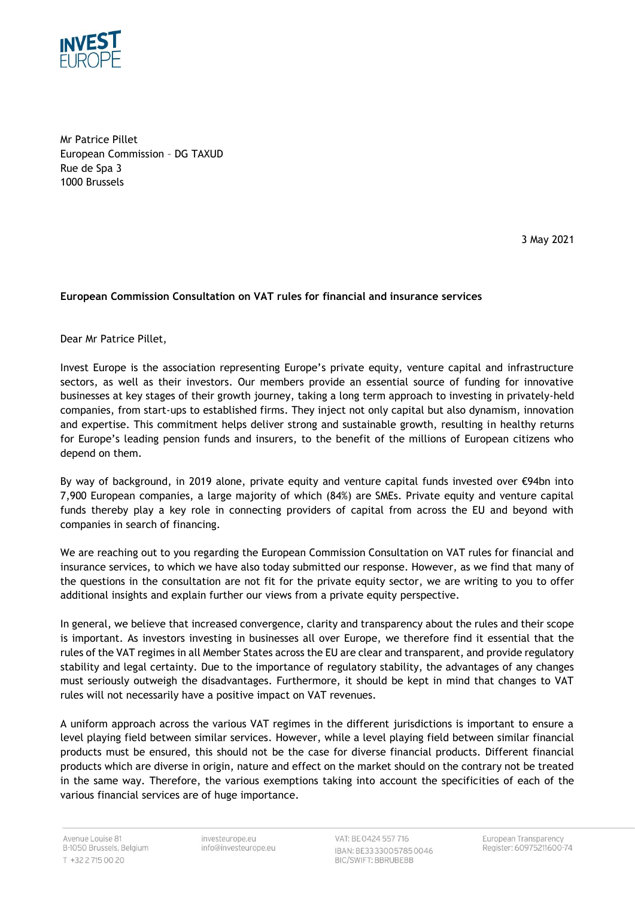Mr Patrice Pillet
European Commission – DG TAXUD
Rue de Spa 3
1000 Brussels

3 May 2021

**European Commission Consultation on VAT rules for financial and insurance services**

Dear Mr Patrice Pillet,

Invest Europe is the association representing Europe's private equity, venture capital and infrastructure sectors, as well as their investors. Our members provide an essential source of funding for innovative businesses at key stages of their growth journey, taking a long term approach to investing in privately-held companies, from start-ups to established firms. They inject not only capital but also dynamism, innovation and expertise. This commitment helps deliver strong and sustainable growth, resulting in healthy returns for Europe's leading pension funds and insurers, to the benefit of the millions of European citizens who depend on them.

By way of background, in 2019 alone, private equity and venture capital funds invested over €94bn into 7,900 European companies, a large majority of which (84%) are SMEs. Private equity and venture capital funds thereby play a key role in connecting providers of capital from across the EU and beyond with companies in search of financing.

We are reaching out to you regarding the European Commission Consultation on VAT rules for financial and insurance services, to which we have also today submitted our response. However, as we find that many of the questions in the consultation are not fit for the private equity sector, we are writing to you to offer additional insights and explain further our views from a private equity perspective.

In general, we believe that increased convergence, clarity and transparency about the rules and their scope is important. As investors investing in businesses all over Europe, we therefore find it essential that the rules of the VAT regimes in all Member States across the EU are clear and transparent, and provide regulatory stability and legal certainty. Due to the importance of regulatory stability, the advantages of any changes must seriously outweigh the disadvantages. Furthermore, it should be kept in mind that changes to VAT rules will not necessarily have a positive impact on VAT revenues.

A uniform approach across the various VAT regimes in the different jurisdictions is important to ensure a level playing field between similar services. However, while a level playing field between similar financial products must be ensured, this should not be the case for diverse financial products. Different financial products which are diverse in origin, nature and effect on the market should on the contrary not be treated in the same way. Therefore, the various exemptions taking into account the specificities of each of the various financial services are of huge importance.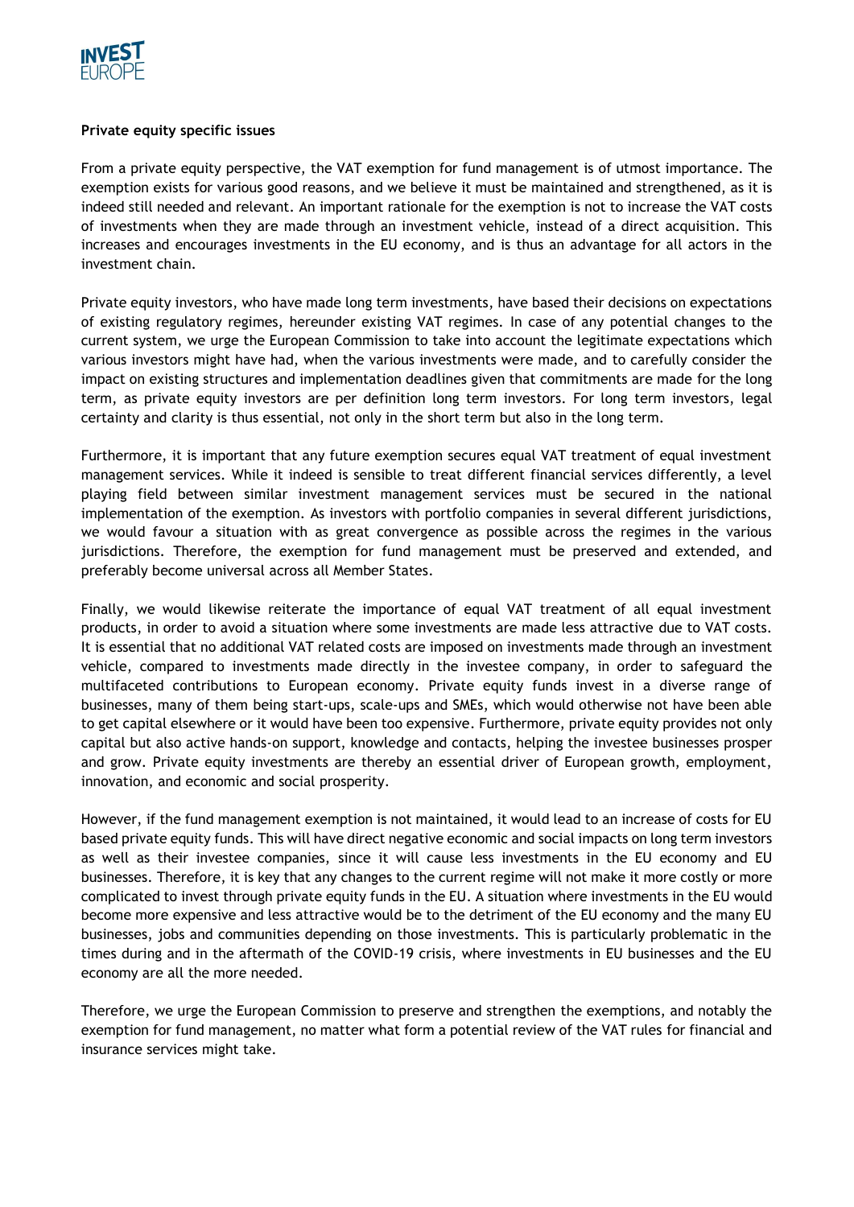**Private equity specific issues**

From a private equity perspective, the VAT exemption for fund management is of utmost importance. The exemption exists for various good reasons, and we believe it must be maintained and strengthened, as it is indeed still needed and relevant. An important rationale for the exemption is not to increase the VAT costs of investments when they are made through an investment vehicle, instead of a direct acquisition. This increases and encourages investments in the EU economy, and is thus an advantage for all actors in the investment chain.

Private equity investors, who have made long term investments, have based their decisions on expectations of existing regulatory regimes, hereunder existing VAT regimes. In case of any potential changes to the current system, we urge the European Commission to take into account the legitimate expectations which various investors might have had, when the various investments were made, and to carefully consider the impact on existing structures and implementation deadlines given that commitments are made for the long term, as private equity investors are per definition long term investors. For long term investors, legal certainty and clarity is thus essential, not only in the short term but also in the long term.

Furthermore, it is important that any future exemption secures equal VAT treatment of equal investment management services. While it indeed is sensible to treat different financial services differently, a level playing field between similar investment management services must be secured in the national implementation of the exemption. As investors with portfolio companies in several different jurisdictions, we would favour a situation with as great convergence as possible across the regimes in the various jurisdictions. Therefore, the exemption for fund management must be preserved and extended, and preferably become universal across all Member States.

Finally, we would likewise reiterate the importance of equal VAT treatment of all equal investment products, in order to avoid a situation where some investments are made less attractive due to VAT costs. It is essential that no additional VAT related costs are imposed on investments made through an investment vehicle, compared to investments made directly in the investee company, in order to safeguard the multifaceted contributions to European economy. Private equity funds invest in a diverse range of businesses, many of them being start-ups, scale-ups and SMEs, which would otherwise not have been able to get capital elsewhere or it would have been too expensive. Furthermore, private equity provides not only capital but also active hands-on support, knowledge and contacts, helping the investee businesses prosper and grow. Private equity investments are thereby an essential driver of European growth, employment, innovation, and economic and social prosperity.

However, if the fund management exemption is not maintained, it would lead to an increase of costs for EU based private equity funds. This will have direct negative economic and social impacts on long term investors as well as their investee companies, since it will cause less investments in the EU economy and EU businesses. Therefore, it is key that any changes to the current regime will not make it more costly or more complicated to invest through private equity funds in the EU. A situation where investments in the EU would become more expensive and less attractive would be to the detriment of the EU economy and the many EU businesses, jobs and communities depending on those investments. This is particularly problematic in the times during and in the aftermath of the COVID-19 crisis, where investments in EU businesses and the EU economy are all the more needed.

Therefore, we urge the European Commission to preserve and strengthen the exemptions, and notably the exemption for fund management, no matter what form a potential review of the VAT rules for financial and insurance services might take.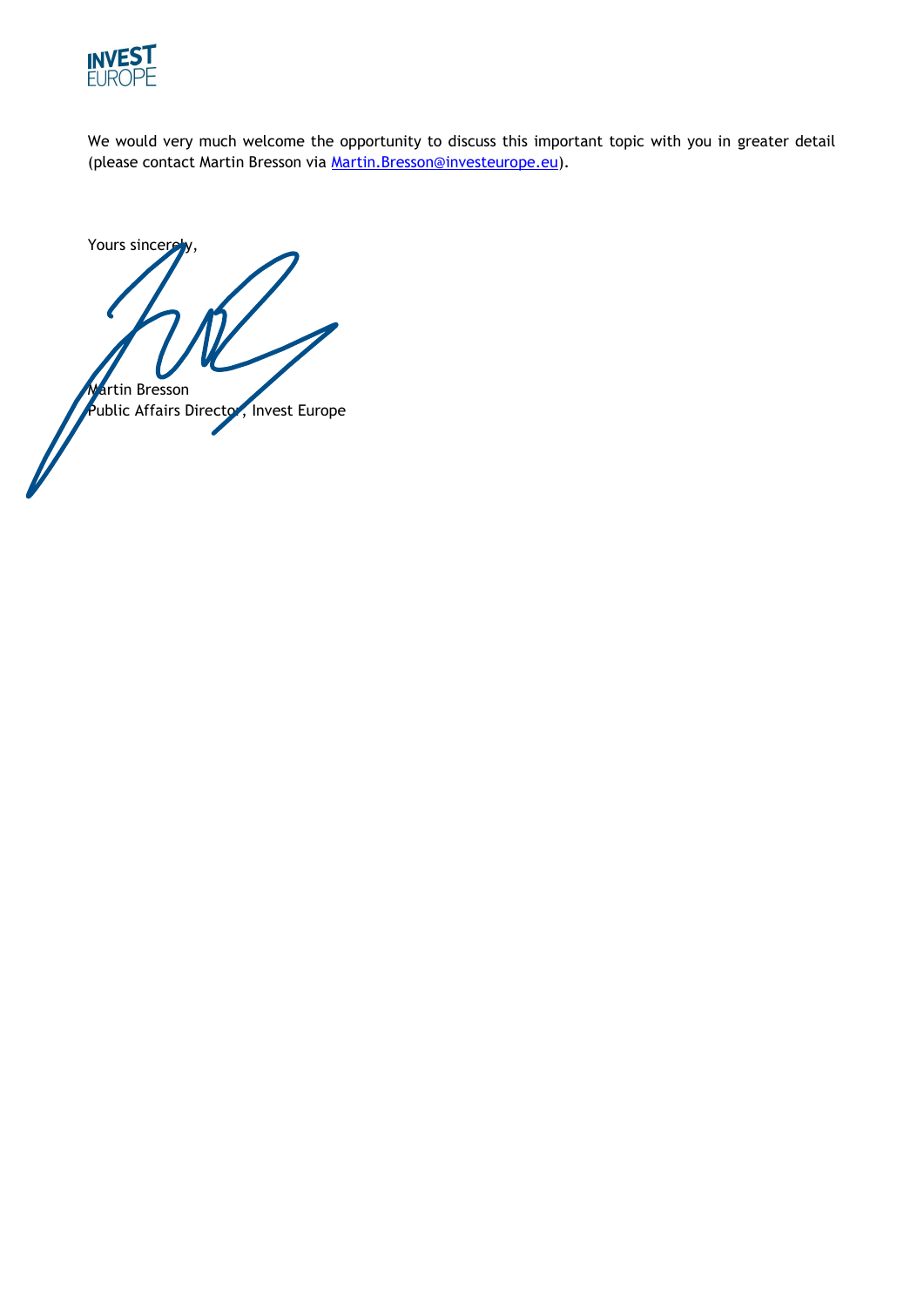We would very much welcome the opportunity to discuss this important topic with you in greater detail (please contact Martin Bresson via Martin.Bresson@investeurope.eu).

Yours sincerely,

Martin Bresson
Public Affairs Director, Invest Europe